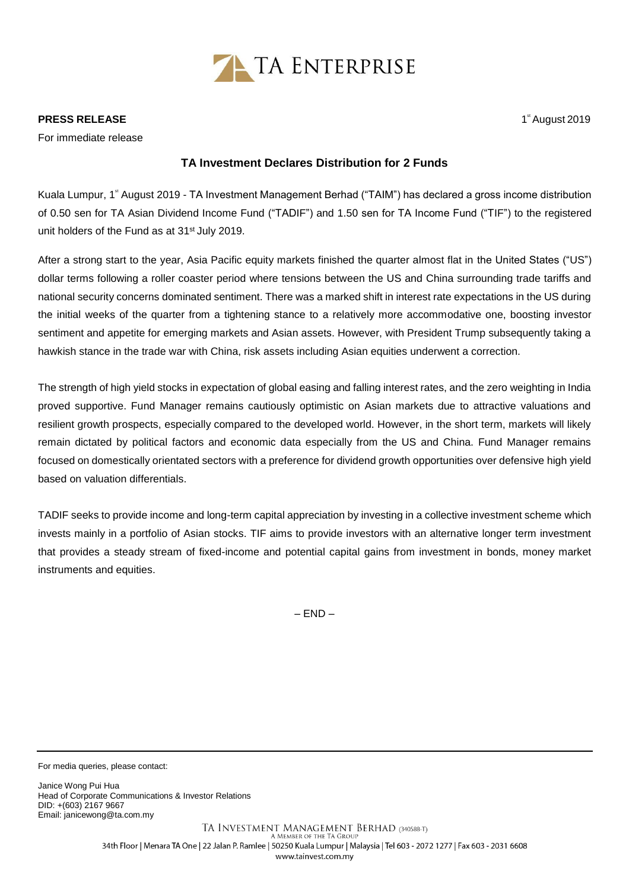TA ENTERPRISE

**PRESS RELEASE**

For immediate release

1st August 2019

## TA Investment Declares Distribution for 2 Funds

Kuala Lumpur, 1st August 2019 - TA Investment Management Berhad ("TAIM") has declared a gross income distribution of 0.50 sen for TA Asian Dividend Income Fund ("TADIF") and 1.50 sen for TA Income Fund ("TIF") to the registered unit holders of the Fund as at 31st July 2019.

After a strong start to the year, Asia Pacific equity markets finished the quarter almost flat in the United States ("US") dollar terms following a roller coaster period where tensions between the US and China surrounding trade tariffs and national security concerns dominated sentiment. There was a marked shift in interest rate expectations in the US during the initial weeks of the quarter from a tightening stance to a relatively more accommodative one, boosting investor sentiment and appetite for emerging markets and Asian assets. However, with President Trump subsequently taking a hawkish stance in the trade war with China, risk assets including Asian equities underwent a correction.

The strength of high yield stocks in expectation of global easing and falling interest rates, and the zero weighting in India proved supportive. Fund Manager remains cautiously optimistic on Asian markets due to attractive valuations and resilient growth prospects, especially compared to the developed world. However, in the short term, markets will likely remain dictated by political factors and economic data especially from the US and China. Fund Manager remains focused on domestically orientated sectors with a preference for dividend growth opportunities over defensive high yield based on valuation differentials.

TADIF seeks to provide income and long-term capital appreciation by investing in a collective investment scheme which invests mainly in a portfolio of Asian stocks. TIF aims to provide investors with an alternative longer term investment that provides a steady stream of fixed-income and potential capital gains from investment in bonds, money market instruments and equities.

– END –

---

For media queries, please contact:

Janice Wong Pui Hua
Head of Corporate Communications & Investor Relations
DID: +(603) 2167 9667
Email: janicewong@ta.com.my

TA INVESTMENT MANAGEMENT BERHAD (340588-T)
A MEMBER OF THE TA GROUP
34th Floor | Menara TA One | 22 Jalan P. Ramlee | 50250 Kuala Lumpur | Malaysia | Tel 603 - 2072 1277 | Fax 603 - 2031 6608
www.tainvest.com.my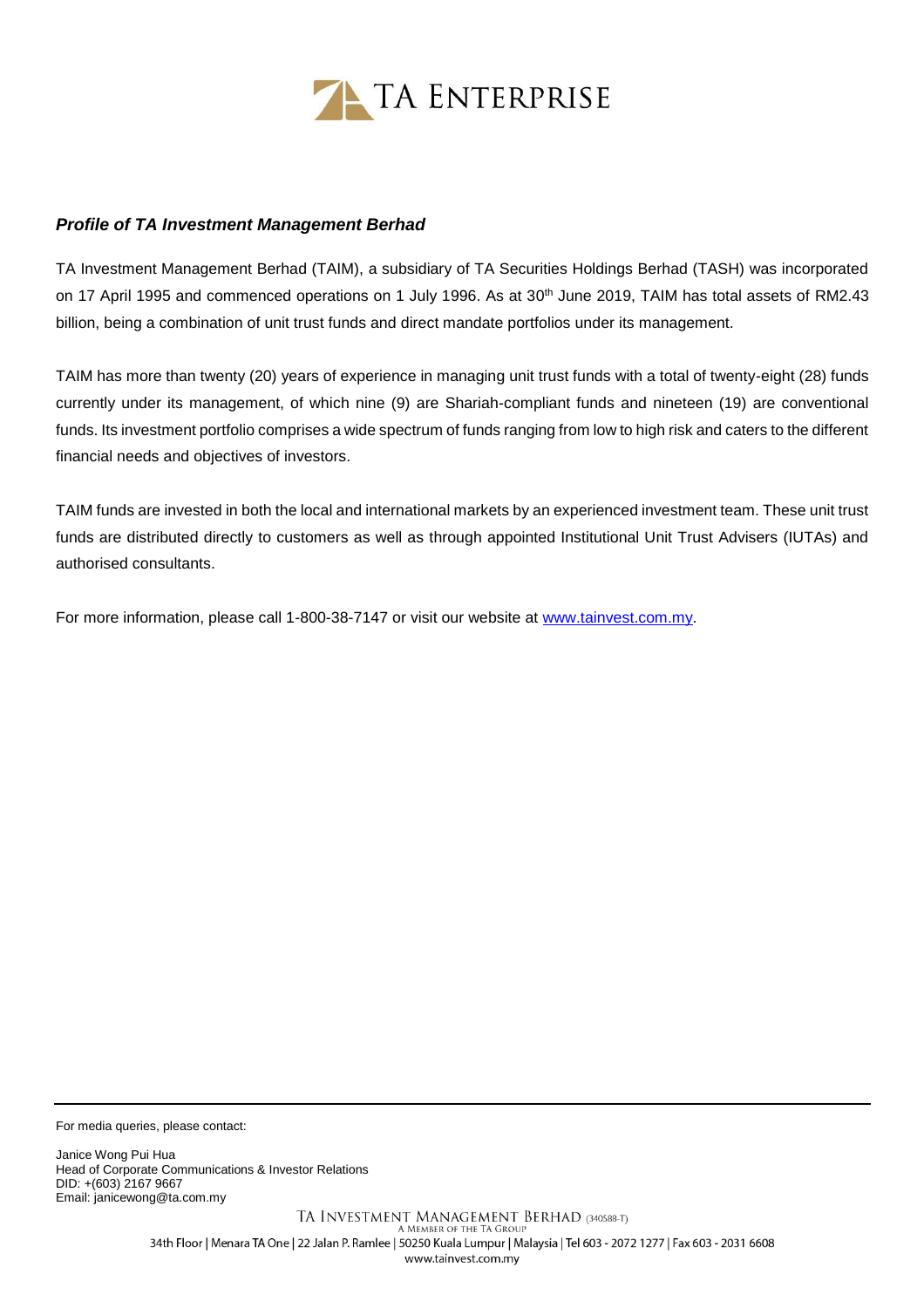TA ENTERPRISE

***Profile of TA Investment Management Berhad***

TA Investment Management Berhad (TAIM), a subsidiary of TA Securities Holdings Berhad (TASH) was incorporated on 17 April 1995 and commenced operations on 1 July 1996. As at 30th June 2019, TAIM has total assets of RM2.43 billion, being a combination of unit trust funds and direct mandate portfolios under its management.

TAIM has more than twenty (20) years of experience in managing unit trust funds with a total of twenty-eight (28) funds currently under its management, of which nine (9) are Shariah-compliant funds and nineteen (19) are conventional funds. Its investment portfolio comprises a wide spectrum of funds ranging from low to high risk and caters to the different financial needs and objectives of investors.

TAIM funds are invested in both the local and international markets by an experienced investment team. These unit trust funds are distributed directly to customers as well as through appointed Institutional Unit Trust Advisers (IUTAs) and authorised consultants.

For more information, please call 1-800-38-7147 or visit our website at www.tainvest.com.my.

---

For media queries, please contact:

Janice Wong Pui Hua
Head of Corporate Communications & Investor Relations
DID: +(603) 2167 9667
Email: janicewong@ta.com.my

TA INVESTMENT MANAGEMENT BERHAD (340588-T)
A MEMBER OF THE TA GROUP
34th Floor | Menara TA One | 22 Jalan P. Ramlee | 50250 Kuala Lumpur | Malaysia | Tel 603 - 2072 1277 | Fax 603 - 2031 6608
www.tainvest.com.my